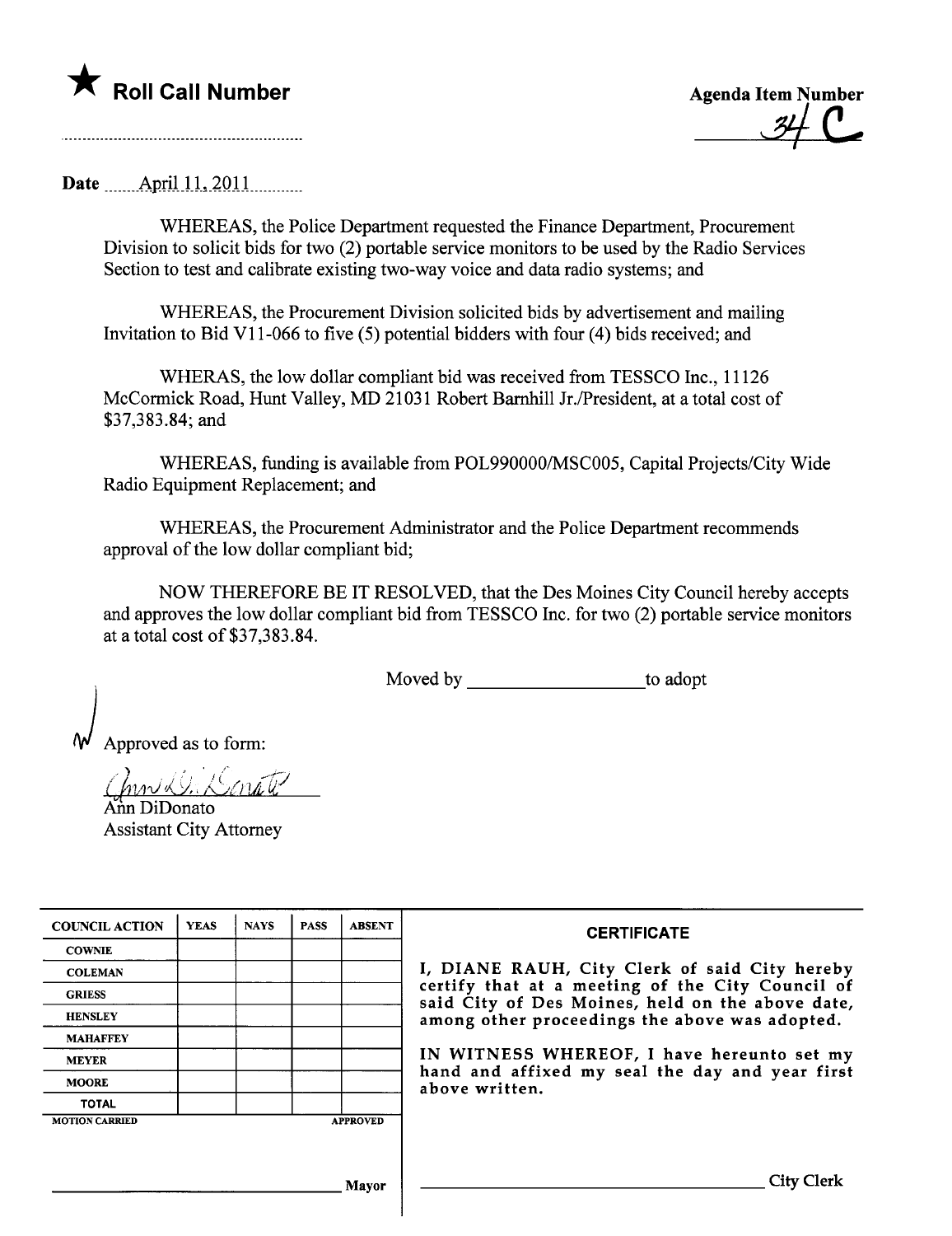★ **Roll Call Number**

Agenda Item Number
34 C

Date April 11, 2011

WHEREAS, the Police Department requested the Finance Department, Procurement Division to solicit bids for two (2) portable service monitors to be used by the Radio Services Section to test and calibrate existing two-way voice and data radio systems; and

WHEREAS, the Procurement Division solicited bids by advertisement and mailing Invitation to Bid V11-066 to five (5) potential bidders with four (4) bids received; and

WHERAS, the low dollar compliant bid was received from TESSCO Inc., 11126 McCormick Road, Hunt Valley, MD 21031 Robert Barnhill Jr./President, at a total cost of $37,383.84; and

WHEREAS, funding is available from POL990000/MSC005, Capital Projects/City Wide Radio Equipment Replacement; and

WHEREAS, the Procurement Administrator and the Police Department recommends approval of the low dollar compliant bid;

NOW THEREFORE BE IT RESOLVED, that the Des Moines City Council hereby accepts and approves the low dollar compliant bid from TESSCO Inc. for two (2) portable service monitors at a total cost of $37,383.84.

Moved by ________________ to adopt

Approved as to form:

Ann DiDonato
Assistant City Attorney

| COUNCIL ACTION | YEAS | NAYS | PASS | ABSENT |
|---|---|---|---|---|
| COWNIE | | | | |
| COLEMAN | | | | |
| GRIESS | | | | |
| HENSLEY | | | | |
| MAHAFFEY | | | | |
| MEYER | | | | |
| MOORE | | | | |
| TOTAL | | | | |
| MOTION CARRIED | | | | APPROVED |

________________ Mayor

**CERTIFICATE**

I, DIANE RAUH, City Clerk of said City hereby certify that at a meeting of the City Council of said City of Des Moines, held on the above date, among other proceedings the above was adopted.

IN WITNESS WHEREOF, I have hereunto set my hand and affixed my seal the day and year first above written.

________________ City Clerk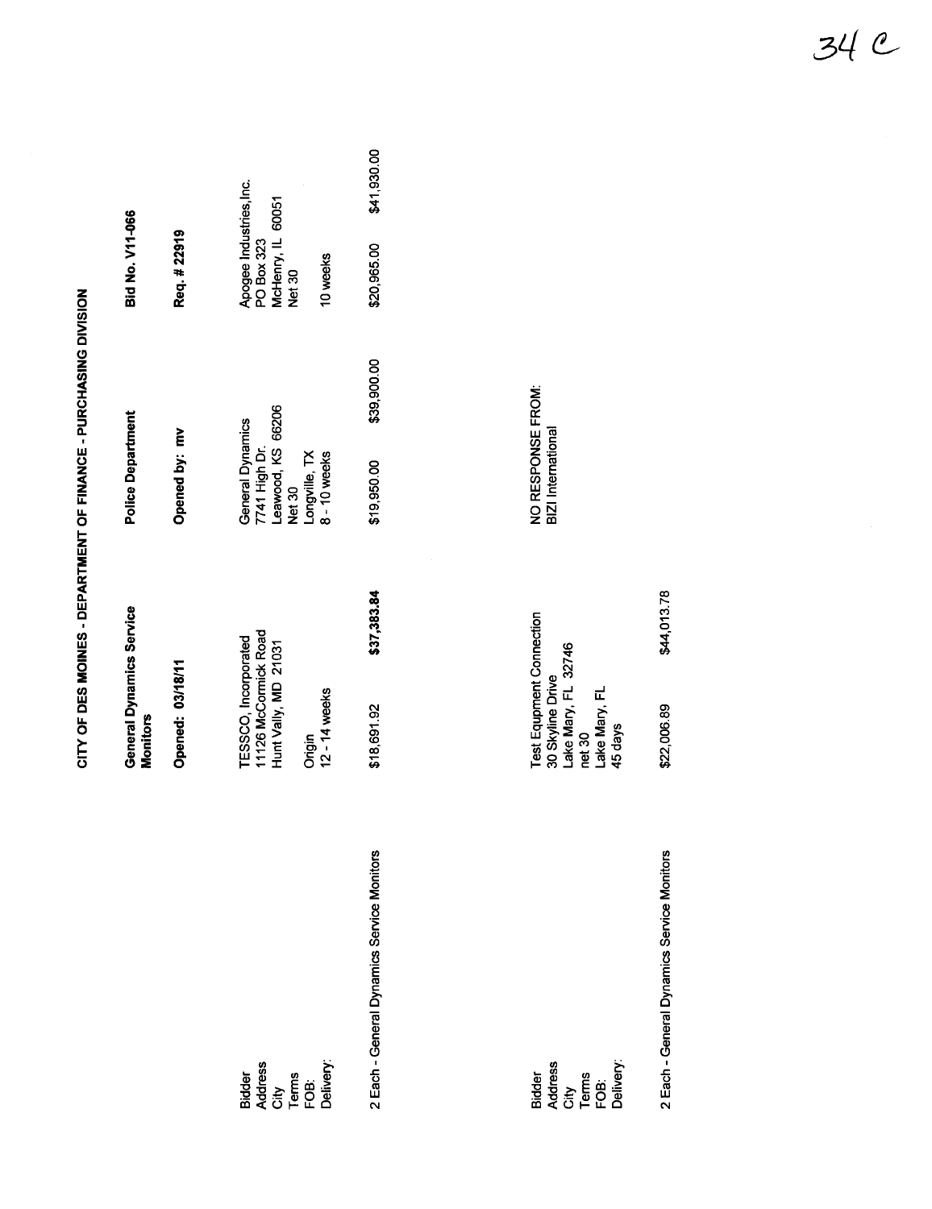# CITY OF DES MOINES - DEPARTMENT OF FINANCE - PURCHASING DIVISION

| | | |
|---|---|---|
| **General Dynamics Service Monitors** | **Police Department** | **Bid No. V11-066** |
| **Opened: 03/18/11** | **Opened by: mv** | **Req. # 22919** |

| | | | |
|---|---|---|---|
| Bidder | TESSCO, Incorporated | General Dynamics | Apogee Industries, Inc. |
| Address | 11126 McCormick Road | 7741 High Dr. | PO Box 323 |
| City | Hunt Vally, MD 21031 | Leawood, KS 66206 | McHenry, IL 60051 |
| Terms | | Net 30 | Net 30 |
| FOB: | Origin | Longville, TX | |
| Delivery: | 12 - 14 weeks | 8 - 10 weeks | 10 weeks |
| 2 Each - General Dynamics Service Monitors | $18,691.92 **$37,383.84** | $19,950.00 $39,900.00 | $20,965.00 $41,930.00 |

| | | |
|---|---|---|
| Bidder | Test Equipment Connection | NO RESPONSE FROM: |
| Address | 30 Skyline Drive | BIZI International |
| City | Lake Mary, FL 32746 | |
| Terms | net 30 | |
| FOB: | Lake Mary, FL | |
| Delivery: | 45 days | |
| 2 Each - General Dynamics Service Monitors | $22,006.89 $44,013.78 | |

34 C